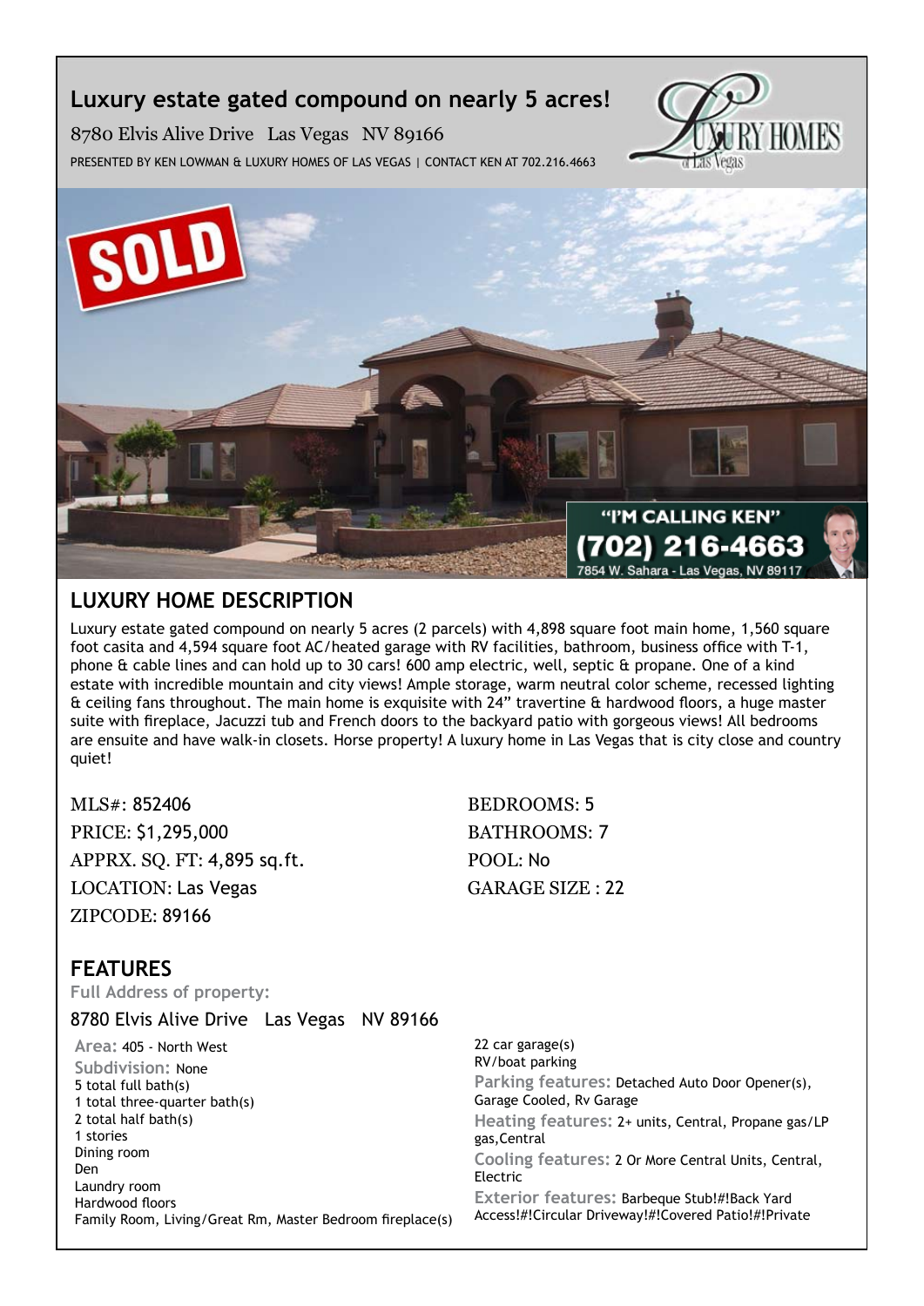# Luxury estate gated compound on nearly 5 acres!

8780 Elvis Alive Drive Las Vegas NV 89166

PRESENTED BY KEN LOWMAN & LUXURY HOMES OF LAS VEGAS | CONTACT KEN AT 702.216.4663

## LUXURY HOME DESCRIPTION

Luxury estate gated compound on nearly 5 acres (2 parcels) with 4,898 square foot main home, 1,560 square foot casita and 4,594 square foot AC/heated garage with RV facilities, bathroom, business office with T-1, phone & cable lines and can hold up to 30 cars! 600 amp electric, well, septic & propane. One of a kind estate with incredible mountain and city views! Ample storage, warm neutral color scheme, recessed lighting & ceiling fans throughout. The main home is exquisite with 24" travertine & hardwood floors, a huge master suite with fireplace, Jacuzzi tub and French doors to the backyard patio with gorgeous views! All bedrooms are ensuite and have walk-in closets. Horse property! A luxury home in Las Vegas that is city close and country quiet!

MLS#: 852406
PRICE: $1,295,000
APPRX. SQ. FT: 4,895 sq.ft.
LOCATION: Las Vegas
ZIPCODE: 89166

BEDROOMS: 5
BATHROOMS: 7
POOL: No
GARAGE SIZE : 22

## FEATURES

**Full Address of property:**

8780 Elvis Alive Drive Las Vegas NV 89166

**Area:** 405 - North West
**Subdivision:** None
5 total full bath(s)
1 total three-quarter bath(s)
2 total half bath(s)
1 stories
Dining room
Den
Laundry room
Hardwood floors
Family Room, Living/Great Rm, Master Bedroom fireplace(s)

22 car garage(s)
RV/boat parking
**Parking features:** Detached Auto Door Opener(s), Garage Cooled, Rv Garage
**Heating features:** 2+ units, Central, Propane gas/LP gas,Central
**Cooling features:** 2 Or More Central Units, Central, Electric
**Exterior features:** Barbeque Stub!#!Back Yard Access!#!Circular Driveway!#!Covered Patio!#!Private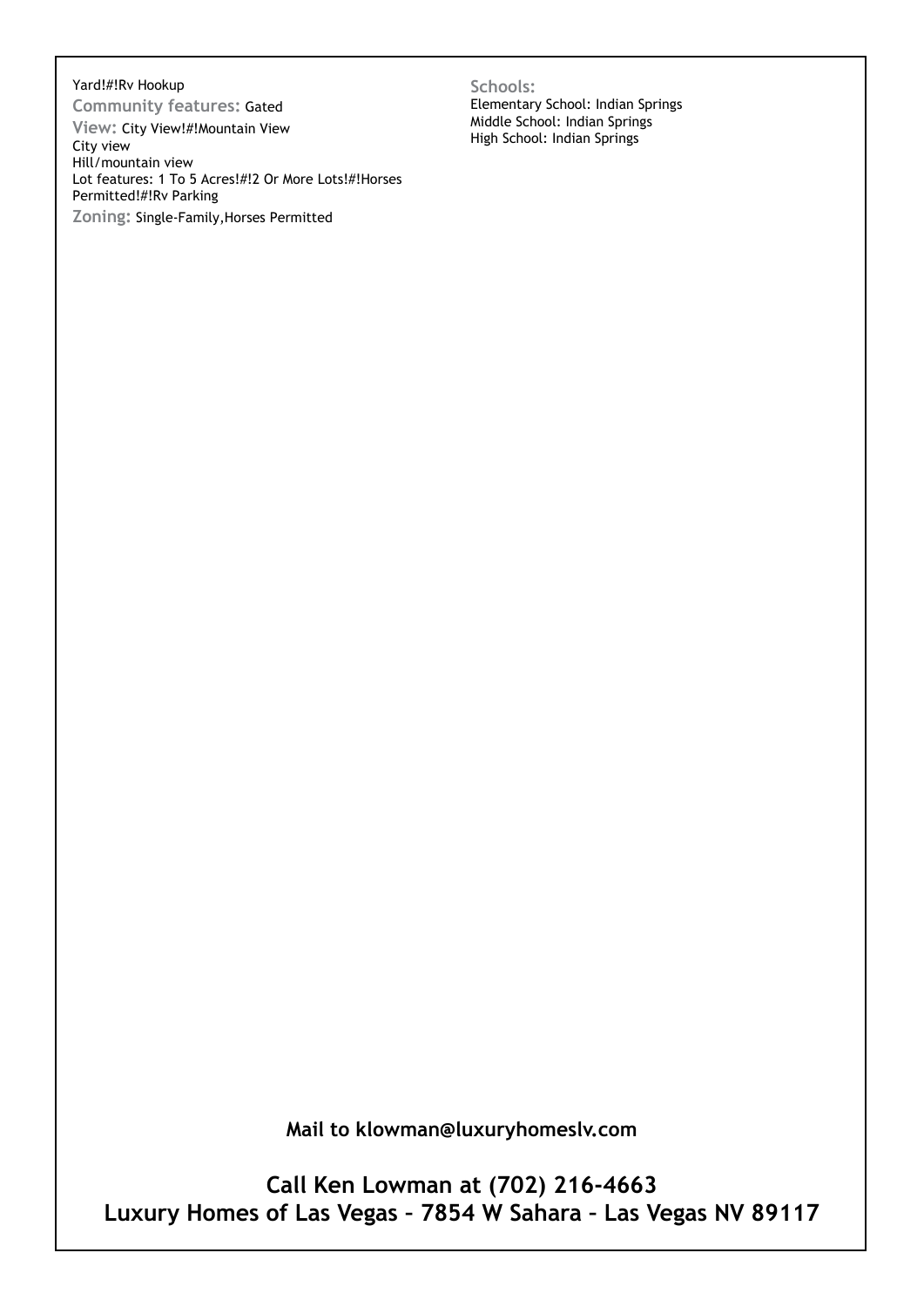Yard!#!Rv Hookup

**Community features:** Gated

**View:** City View!#!Mountain View
City view
Hill/mountain view
Lot features: 1 To 5 Acres!#!2 Or More Lots!#!Horses Permitted!#!Rv Parking

**Zoning:** Single-Family,Horses Permitted

**Schools:**
Elementary School: Indian Springs
Middle School: Indian Springs
High School: Indian Springs

**Mail to klowman@luxuryhomeslv.com**

**Call Ken Lowman at (702) 216-4663**
**Luxury Homes of Las Vegas – 7854 W Sahara – Las Vegas NV 89117**